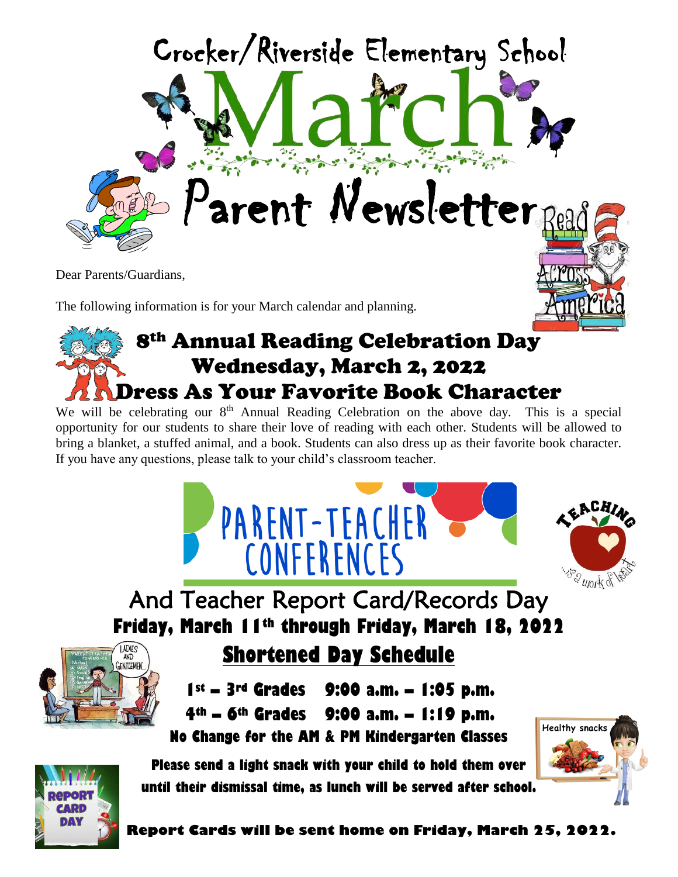# Crocker/Riverside Elementary School

# March

# Parent Newsletter

Dear Parents/Guardians,

The following information is for your March calendar and planning.

## 8th Annual Reading Celebration Day
## Wednesday, March 2, 2022
## Dress As Your Favorite Book Character

We will be celebrating our 8th Annual Reading Celebration on the above day. This is a special opportunity for our students to share their love of reading with each other. Students will be allowed to bring a blanket, a stuffed animal, and a book. Students can also dress up as their favorite book character. If you have any questions, please talk to your child's classroom teacher.

## PARENT-TEACHER CONFERENCES

## And Teacher Report Card/Records Day

**Friday, March 11th through Friday, March 18, 2022**

### Shortened Day Schedule

**1st – 3rd Grades 9:00 a.m. – 1:05 p.m.**

**4th – 6th Grades 9:00 a.m. – 1:19 p.m.**

**No Change for the AM & PM Kindergarten Classes**

**Please send a light snack with your child to hold them over until their dismissal time, as lunch will be served after school.**

**Report Cards will be sent home on Friday, March 25, 2022.**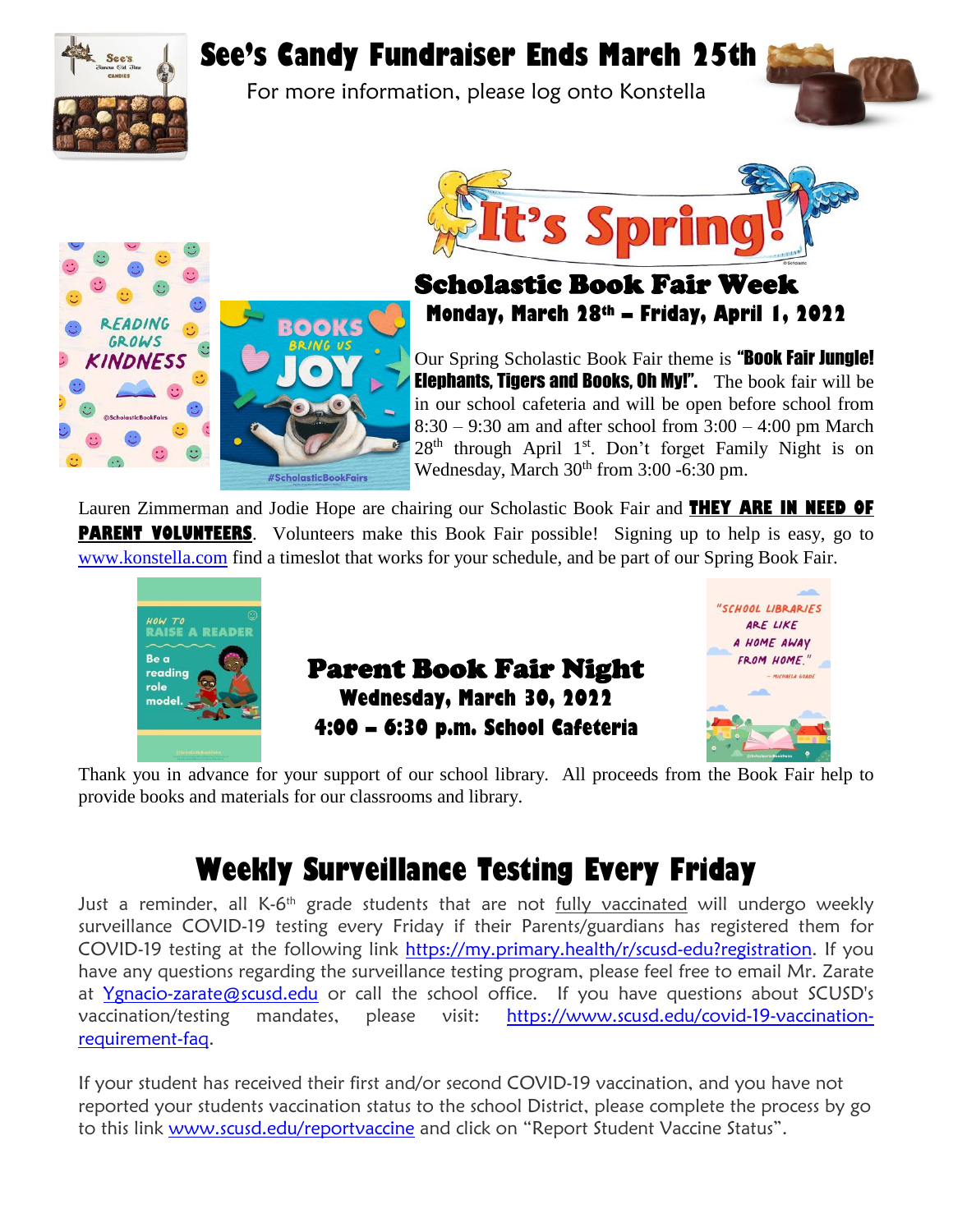# See's Candy Fundraiser Ends March 25th

For more information, please log onto Konstella

## Scholastic Book Fair Week

**Monday, March 28th – Friday, April 1, 2022**

Our Spring Scholastic Book Fair theme is **"Book Fair Jungle! Elephants, Tigers and Books, Oh My!".** The book fair will be in our school cafeteria and will be open before school from 8:30 – 9:30 am and after school from 3:00 – 4:00 pm March 28th through April 1st. Don't forget Family Night is on Wednesday, March 30th from 3:00 -6:30 pm.

Lauren Zimmerman and Jodie Hope are chairing our Scholastic Book Fair and **THEY ARE IN NEED OF PARENT VOLUNTEERS**. Volunteers make this Book Fair possible! Signing up to help is easy, go to www.konstella.com find a timeslot that works for your schedule, and be part of our Spring Book Fair.

## Parent Book Fair Night

**Wednesday, March 30, 2022**

**4:00 – 6:30 p.m. School Cafeteria**

Thank you in advance for your support of our school library. All proceeds from the Book Fair help to provide books and materials for our classrooms and library.

# Weekly Surveillance Testing Every Friday

Just a reminder, all K-6th grade students that are not fully vaccinated will undergo weekly surveillance COVID-19 testing every Friday if their Parents/guardians has registered them for COVID-19 testing at the following link https://my.primary.health/r/scusd-edu?registration. If you have any questions regarding the surveillance testing program, please feel free to email Mr. Zarate at Ygnacio-zarate@scusd.edu or call the school office. If you have questions about SCUSD's vaccination/testing mandates, please visit: https://www.scusd.edu/covid-19-vaccination-requirement-faq.

If your student has received their first and/or second COVID-19 vaccination, and you have not reported your students vaccination status to the school District, please complete the process by go to this link www.scusd.edu/reportvaccine and click on "Report Student Vaccine Status".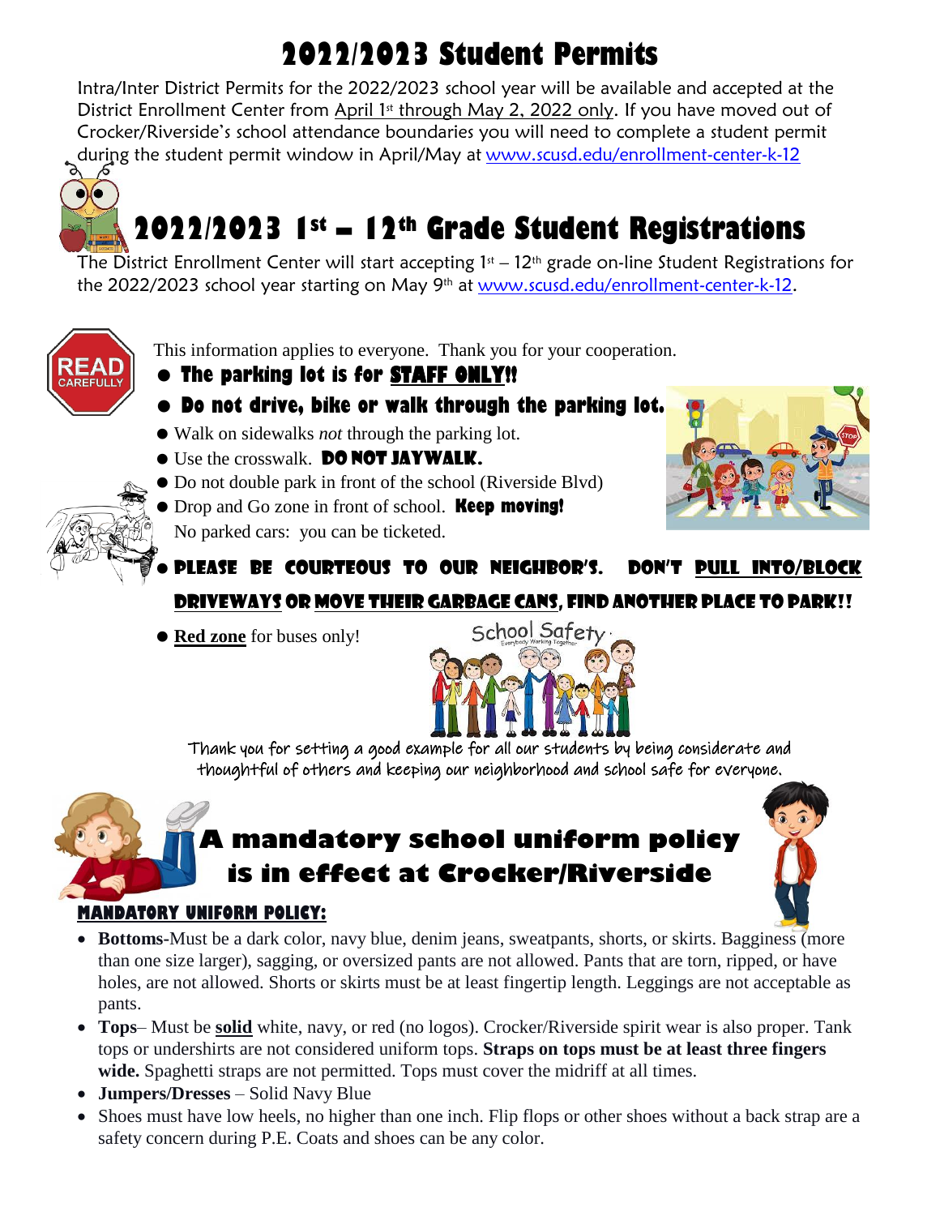# 2022/2023 Student Permits

Intra/Inter District Permits for the 2022/2023 school year will be available and accepted at the District Enrollment Center from April 1st through May 2, 2022 only. If you have moved out of Crocker/Riverside's school attendance boundaries you will need to complete a student permit during the student permit window in April/May at www.scusd.edu/enrollment-center-k-12

# 2022/2023 1st – 12th Grade Student Registrations

The District Enrollment Center will start accepting 1st – 12th grade on-line Student Registrations for the 2022/2023 school year starting on May 9th at www.scusd.edu/enrollment-center-k-12.

This information applies to everyone. Thank you for your cooperation.

- **The parking lot is for STAFF ONLY!!**
- **Do not drive, bike or walk through the parking lot.**
- Walk on sidewalks *not* through the parking lot.
- Use the crosswalk. **DO NOT JAYWALK.**
- Do not double park in front of the school (Riverside Blvd)
- Drop and Go zone in front of school. **Keep moving!** No parked cars: you can be ticketed.
- **PLEASE BE COURTEOUS TO OUR NEIGHBOR'S. DON'T PULL INTO/BLOCK DRIVEWAYS OR MOVE THEIR GARBAGE CANS, FIND ANOTHER PLACE TO PARK!!**
- **Red zone** for buses only!

Thank you for setting a good example for all our students by being considerate and thoughtful of others and keeping our neighborhood and school safe for everyone.

# A mandatory school uniform policy is in effect at Crocker/Riverside

## MANDATORY UNIFORM POLICY:

- **Bottoms-**Must be a dark color, navy blue, denim jeans, sweatpants, shorts, or skirts. Bagginess (more than one size larger), sagging, or oversized pants are not allowed. Pants that are torn, ripped, or have holes, are not allowed. Shorts or skirts must be at least fingertip length. Leggings are not acceptable as pants.
- **Tops**– Must be **solid** white, navy, or red (no logos). Crocker/Riverside spirit wear is also proper. Tank tops or undershirts are not considered uniform tops. **Straps on tops must be at least three fingers wide.** Spaghetti straps are not permitted. Tops must cover the midriff at all times.
- **Jumpers/Dresses** – Solid Navy Blue
- Shoes must have low heels, no higher than one inch. Flip flops or other shoes without a back strap are a safety concern during P.E. Coats and shoes can be any color.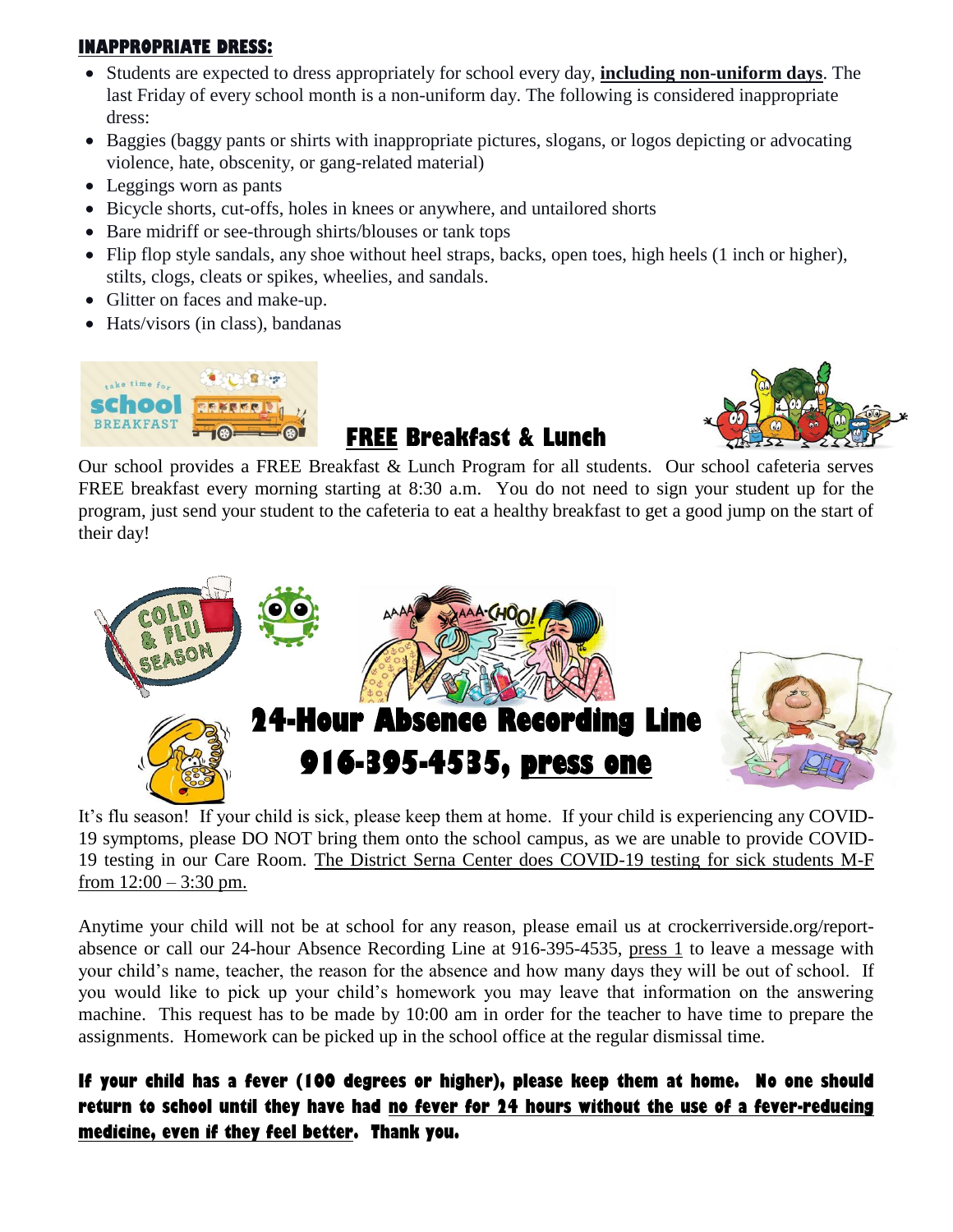## INAPPROPRIATE DRESS:

- Students are expected to dress appropriately for school every day, **including non-uniform days**. The last Friday of every school month is a non-uniform day. The following is considered inappropriate dress:
- Baggies (baggy pants or shirts with inappropriate pictures, slogans, or logos depicting or advocating violence, hate, obscenity, or gang-related material)
- Leggings worn as pants
- Bicycle shorts, cut-offs, holes in knees or anywhere, and untailored shorts
- Bare midriff or see-through shirts/blouses or tank tops
- Flip flop style sandals, any shoe without heel straps, backs, open toes, high heels (1 inch or higher), stilts, clogs, cleats or spikes, wheelies, and sandals.
- Glitter on faces and make-up.
- Hats/visors (in class), bandanas

## FREE Breakfast & Lunch

Our school provides a FREE Breakfast & Lunch Program for all students. Our school cafeteria serves FREE breakfast every morning starting at 8:30 a.m. You do not need to sign your student up for the program, just send your student to the cafeteria to eat a healthy breakfast to get a good jump on the start of their day!

## 24-Hour Absence Recording Line
## 916-395-4535, press one

It's flu season! If your child is sick, please keep them at home. If your child is experiencing any COVID-19 symptoms, please DO NOT bring them onto the school campus, as we are unable to provide COVID-19 testing in our Care Room. The District Serna Center does COVID-19 testing for sick students M-F from 12:00 – 3:30 pm.

Anytime your child will not be at school for any reason, please email us at crockerriverside.org/report-absence or call our 24-hour Absence Recording Line at 916-395-4535, press 1 to leave a message with your child's name, teacher, the reason for the absence and how many days they will be out of school. If you would like to pick up your child's homework you may leave that information on the answering machine. This request has to be made by 10:00 am in order for the teacher to have time to prepare the assignments. Homework can be picked up in the school office at the regular dismissal time.

**If your child has a fever (100 degrees or higher), please keep them at home. No one should return to school until they have had no fever for 24 hours without the use of a fever-reducing medicine, even if they feel better. Thank you.**